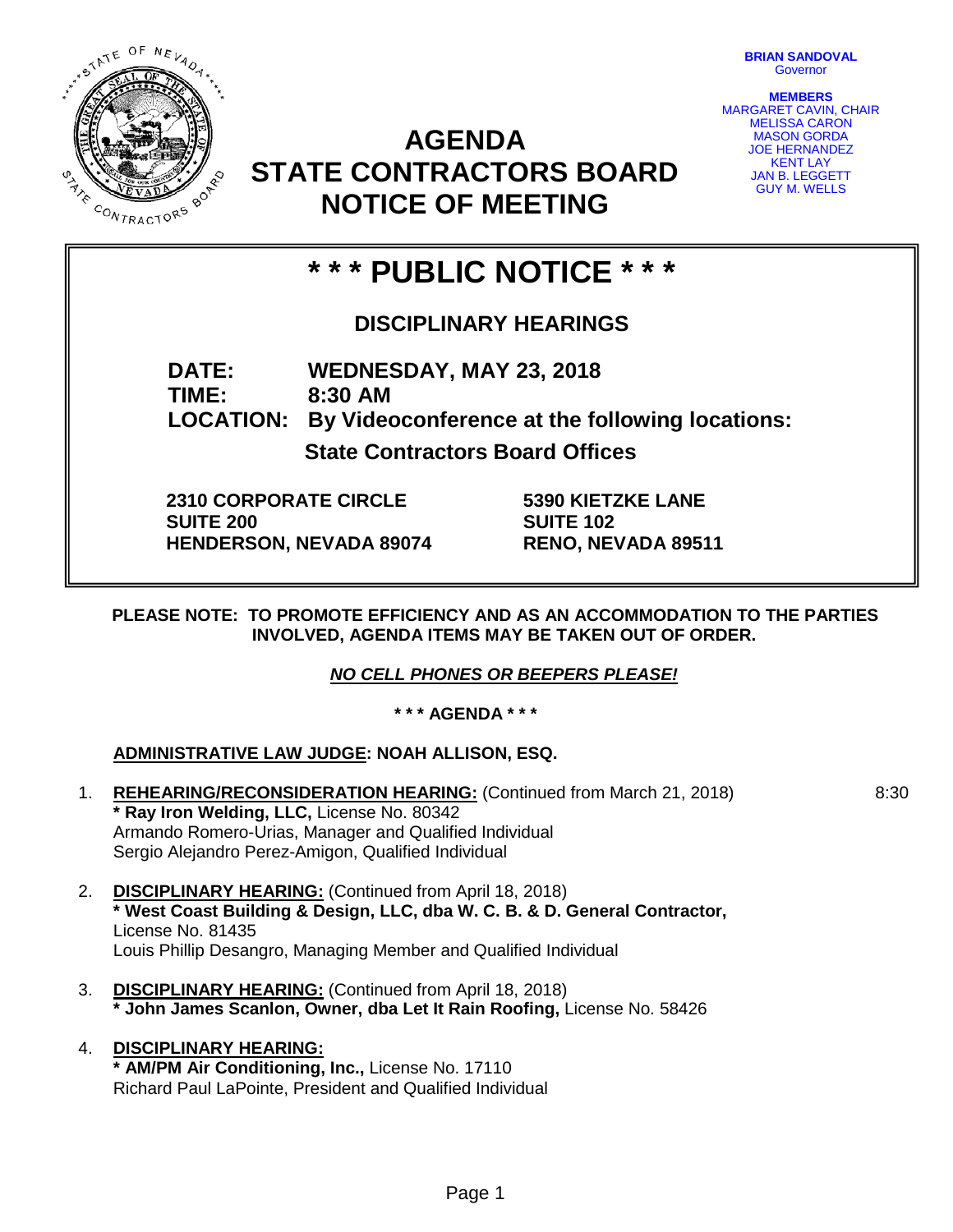**BRIAN SANDOVAL**
Governor

**MEMBERS**
MARGARET CAVIN, CHAIR
MELISSA CARON
MASON GORDA
JOE HERNANDEZ
KENT LAY
JAN B. LEGGETT
GUY M. WELLS

# AGENDA
# STATE CONTRACTORS BOARD
# NOTICE OF MEETING

## * * * PUBLIC NOTICE * * *

### DISCIPLINARY HEARINGS

**DATE:** WEDNESDAY, MAY 23, 2018
**TIME:** 8:30 AM
**LOCATION:** By Videoconference at the following locations:

**State Contractors Board Offices**

**2310 CORPORATE CIRCLE**
**SUITE 200**
**HENDERSON, NEVADA 89074**

**5390 KIETZKE LANE**
**SUITE 102**
**RENO, NEVADA 89511**

**PLEASE NOTE: TO PROMOTE EFFICIENCY AND AS AN ACCOMMODATION TO THE PARTIES INVOLVED, AGENDA ITEMS MAY BE TAKEN OUT OF ORDER.**

***NO CELL PHONES OR BEEPERS PLEASE!***

**\* \* \* AGENDA \* \* \***

**ADMINISTRATIVE LAW JUDGE: NOAH ALLISON, ESQ.**

1. **REHEARING/RECONSIDERATION HEARING:** (Continued from March 21, 2018) 8:30
   **\* Ray Iron Welding, LLC,** License No. 80342
   Armando Romero-Urias, Manager and Qualified Individual
   Sergio Alejandro Perez-Amigon, Qualified Individual

2. **DISCIPLINARY HEARING:** (Continued from April 18, 2018)
   **\* West Coast Building & Design, LLC, dba W. C. B. & D. General Contractor,**
   License No. 81435
   Louis Phillip Desangro, Managing Member and Qualified Individual

3. **DISCIPLINARY HEARING:** (Continued from April 18, 2018)
   **\* John James Scanlon, Owner, dba Let It Rain Roofing,** License No. 58426

4. **DISCIPLINARY HEARING:**
   **\* AM/PM Air Conditioning, Inc.,** License No. 17110
   Richard Paul LaPointe, President and Qualified Individual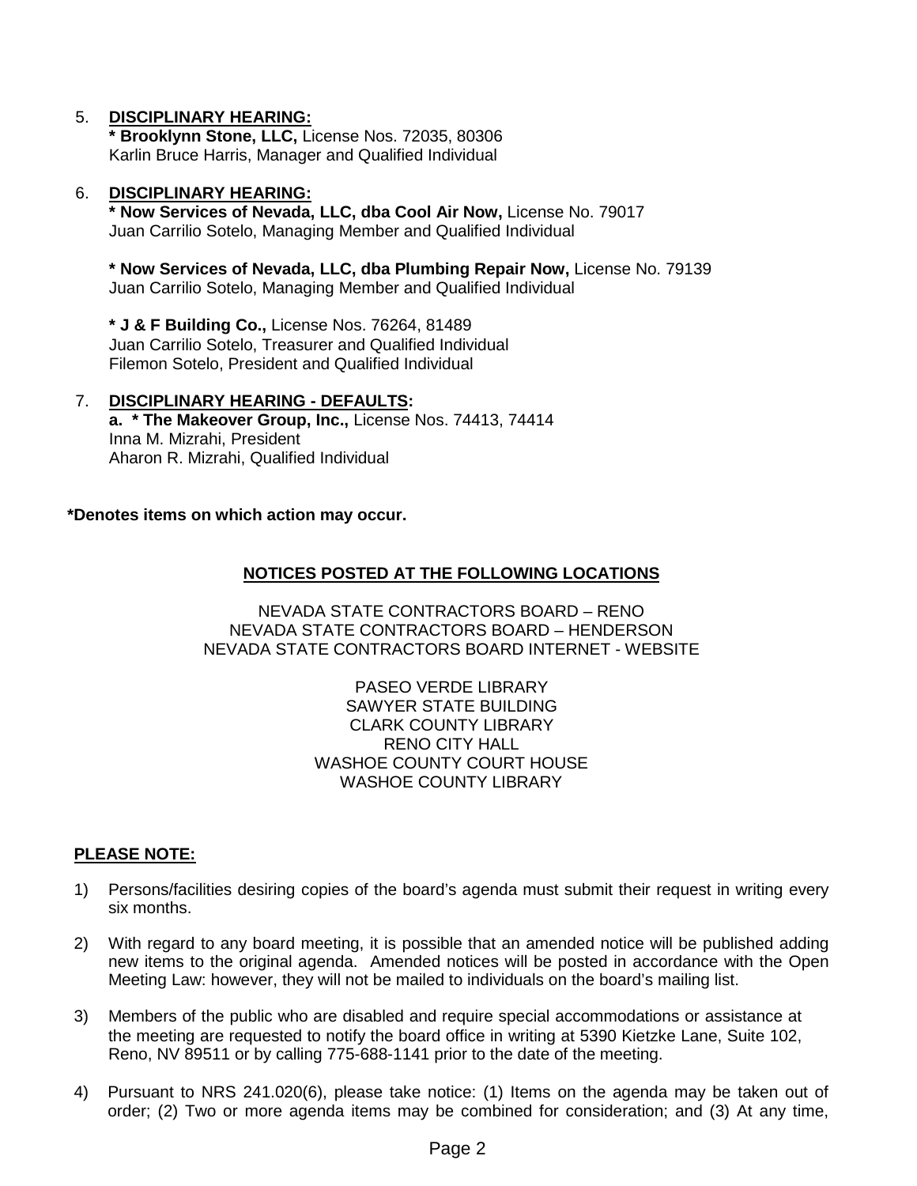5. **DISCIPLINARY HEARING:**
   **\* Brooklynn Stone, LLC,** License Nos. 72035, 80306
   Karlin Bruce Harris, Manager and Qualified Individual

6. **DISCIPLINARY HEARING:**
   **\* Now Services of Nevada, LLC, dba Cool Air Now,** License No. 79017
   Juan Carrilio Sotelo, Managing Member and Qualified Individual

   **\* Now Services of Nevada, LLC, dba Plumbing Repair Now,** License No. 79139
   Juan Carrilio Sotelo, Managing Member and Qualified Individual

   **\* J & F Building Co.,** License Nos. 76264, 81489
   Juan Carrilio Sotelo, Treasurer and Qualified Individual
   Filemon Sotelo, President and Qualified Individual

7. **DISCIPLINARY HEARING - DEFAULTS:**
   **a. \* The Makeover Group, Inc.,** License Nos. 74413, 74414
   Inna M. Mizrahi, President
   Aharon R. Mizrahi, Qualified Individual

**\*Denotes items on which action may occur.**

**NOTICES POSTED AT THE FOLLOWING LOCATIONS**

NEVADA STATE CONTRACTORS BOARD – RENO
NEVADA STATE CONTRACTORS BOARD – HENDERSON
NEVADA STATE CONTRACTORS BOARD INTERNET - WEBSITE

PASEO VERDE LIBRARY
SAWYER STATE BUILDING
CLARK COUNTY LIBRARY
RENO CITY HALL
WASHOE COUNTY COURT HOUSE
WASHOE COUNTY LIBRARY

**PLEASE NOTE:**

1) Persons/facilities desiring copies of the board's agenda must submit their request in writing every six months.

2) With regard to any board meeting, it is possible that an amended notice will be published adding new items to the original agenda. Amended notices will be posted in accordance with the Open Meeting Law: however, they will not be mailed to individuals on the board's mailing list.

3) Members of the public who are disabled and require special accommodations or assistance at the meeting are requested to notify the board office in writing at 5390 Kietzke Lane, Suite 102, Reno, NV 89511 or by calling 775-688-1141 prior to the date of the meeting.

4) Pursuant to NRS 241.020(6), please take notice: (1) Items on the agenda may be taken out of order; (2) Two or more agenda items may be combined for consideration; and (3) At any time,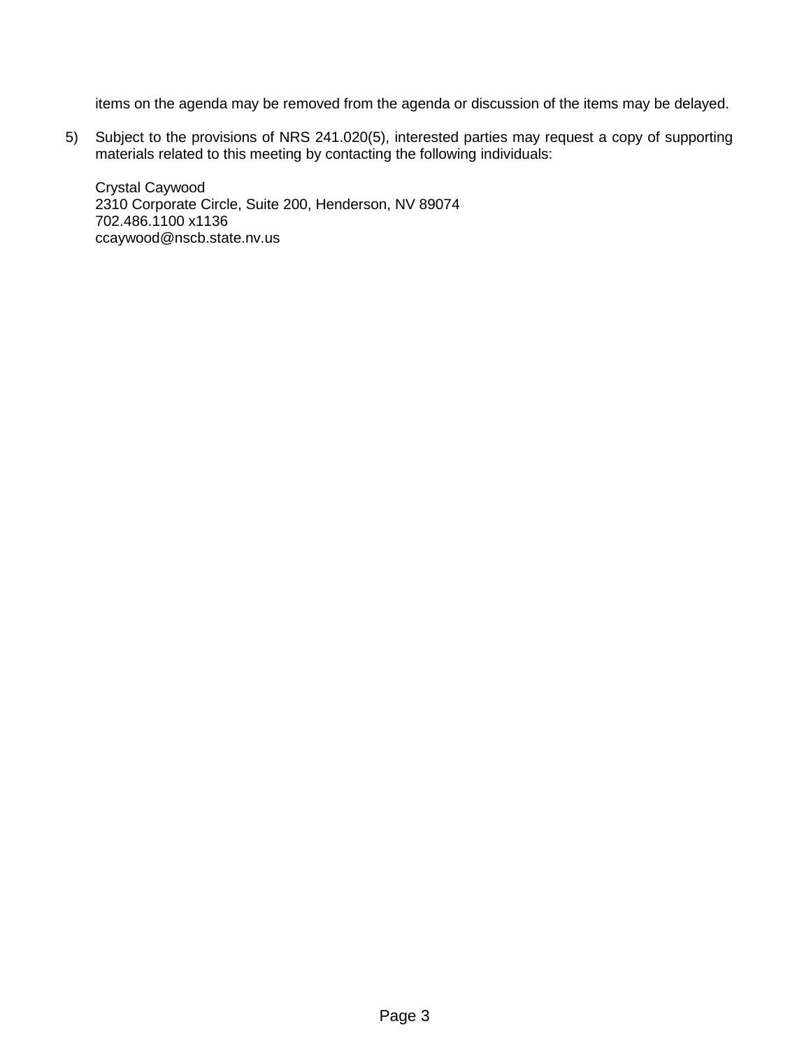items on the agenda may be removed from the agenda or discussion of the items may be delayed.

5) Subject to the provisions of NRS 241.020(5), interested parties may request a copy of supporting materials related to this meeting by contacting the following individuals:

   Crystal Caywood
   2310 Corporate Circle, Suite 200, Henderson, NV 89074
   702.486.1100 x1136
   ccaywood@nscb.state.nv.us